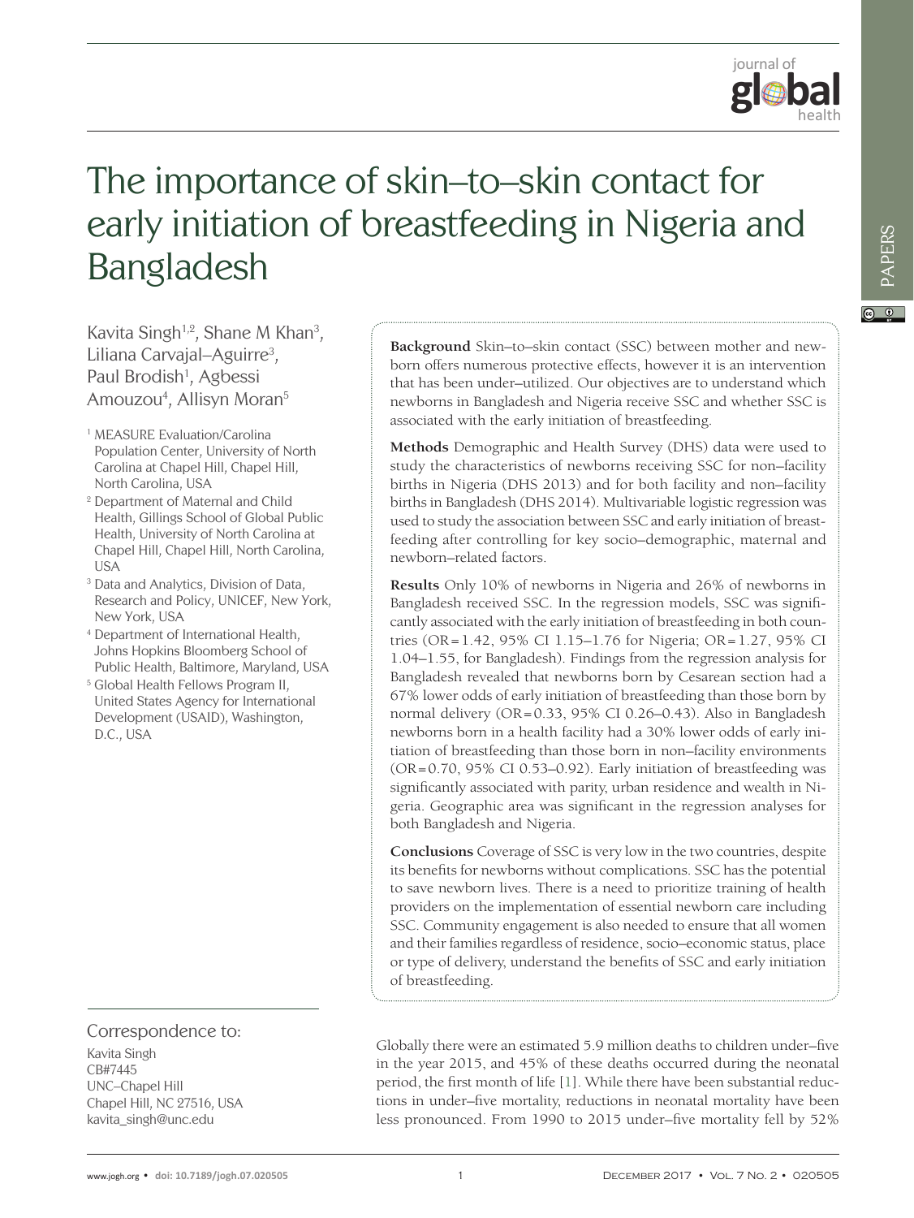# The importance of skin–to–skin contact for early initiation of breastfeeding in Nigeria and Bangladesh

Kavita Singh[1,2], Shane M Khan[3], Liliana Carvajal–Aguirre[3], Paul Brodish[1], Agbessi Amouzou[4], Allisyn Moran[5]

[1] MEASURE Evaluation/Carolina Population Center, University of North Carolina at Chapel Hill, Chapel Hill, North Carolina, USA

[2] Department of Maternal and Child Health, Gillings School of Global Public Health, University of North Carolina at Chapel Hill, Chapel Hill, North Carolina, USA

[3] Data and Analytics, Division of Data, Research and Policy, UNICEF, New York, New York, USA

[4] Department of International Health, Johns Hopkins Bloomberg School of Public Health, Baltimore, Maryland, USA

[5] Global Health Fellows Program II, United States Agency for International Development (USAID), Washington, D.C., USA

**Background** Skin–to–skin contact (SSC) between mother and newborn offers numerous protective effects, however it is an intervention that has been under–utilized. Our objectives are to understand which newborns in Bangladesh and Nigeria receive SSC and whether SSC is associated with the early initiation of breastfeeding.

**Methods** Demographic and Health Survey (DHS) data were used to study the characteristics of newborns receiving SSC for non–facility births in Nigeria (DHS 2013) and for both facility and non–facility births in Bangladesh (DHS 2014). Multivariable logistic regression was used to study the association between SSC and early initiation of breastfeeding after controlling for key socio–demographic, maternal and newborn–related factors.

**Results** Only 10% of newborns in Nigeria and 26% of newborns in Bangladesh received SSC. In the regression models, SSC was significantly associated with the early initiation of breastfeeding in both countries (OR = 1.42, 95% CI 1.15–1.76 for Nigeria; OR = 1.27, 95% CI 1.04–1.55, for Bangladesh). Findings from the regression analysis for Bangladesh revealed that newborns born by Cesarean section had a 67% lower odds of early initiation of breastfeeding than those born by normal delivery (OR = 0.33, 95% CI 0.26–0.43). Also in Bangladesh newborns born in a health facility had a 30% lower odds of early initiation of breastfeeding than those born in non–facility environments (OR = 0.70, 95% CI 0.53–0.92). Early initiation of breastfeeding was significantly associated with parity, urban residence and wealth in Nigeria. Geographic area was significant in the regression analyses for both Bangladesh and Nigeria.

**Conclusions** Coverage of SSC is very low in the two countries, despite its benefits for newborns without complications. SSC has the potential to save newborn lives. There is a need to prioritize training of health providers on the implementation of essential newborn care including SSC. Community engagement is also needed to ensure that all women and their families regardless of residence, socio–economic status, place or type of delivery, understand the benefits of SSC and early initiation of breastfeeding.

Correspondence to:
Kavita Singh
CB#7445
UNC–Chapel Hill
Chapel Hill, NC 27516, USA
kavita_singh@unc.edu

Globally there were an estimated 5.9 million deaths to children under–five in the year 2015, and 45% of these deaths occurred during the neonatal period, the first month of life [1]. While there have been substantial reductions in under–five mortality, reductions in neonatal mortality have been less pronounced. From 1990 to 2015 under–five mortality fell by 52%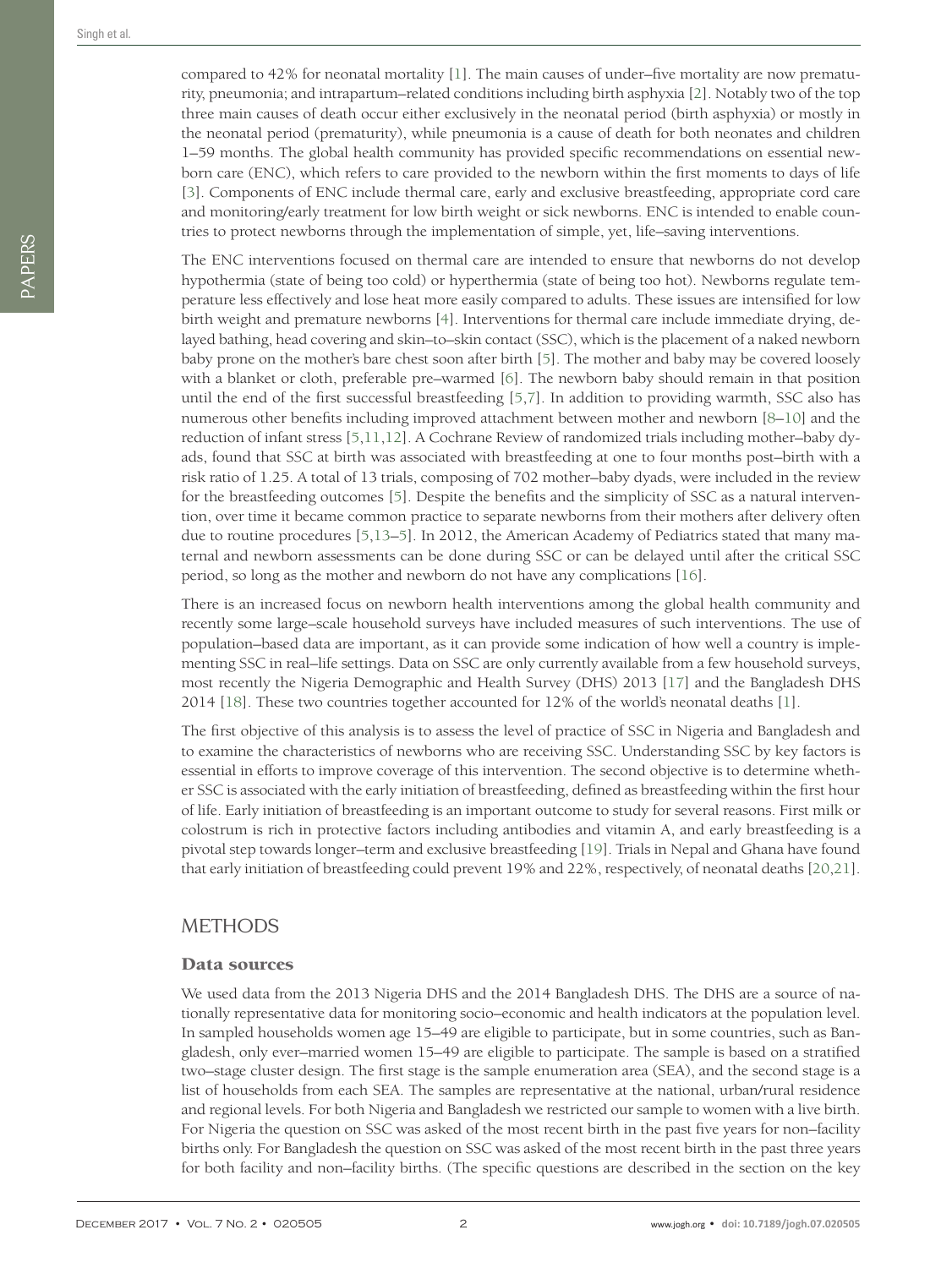compared to 42% for neonatal mortality [1]. The main causes of under–five mortality are now prematurity, pneumonia; and intrapartum–related conditions including birth asphyxia [2]. Notably two of the top three main causes of death occur either exclusively in the neonatal period (birth asphyxia) or mostly in the neonatal period (prematurity), while pneumonia is a cause of death for both neonates and children 1–59 months. The global health community has provided specific recommendations on essential newborn care (ENC), which refers to care provided to the newborn within the first moments to days of life [3]. Components of ENC include thermal care, early and exclusive breastfeeding, appropriate cord care and monitoring/early treatment for low birth weight or sick newborns. ENC is intended to enable countries to protect newborns through the implementation of simple, yet, life–saving interventions.

The ENC interventions focused on thermal care are intended to ensure that newborns do not develop hypothermia (state of being too cold) or hyperthermia (state of being too hot). Newborns regulate temperature less effectively and lose heat more easily compared to adults. These issues are intensified for low birth weight and premature newborns [4]. Interventions for thermal care include immediate drying, delayed bathing, head covering and skin–to–skin contact (SSC), which is the placement of a naked newborn baby prone on the mother's bare chest soon after birth [5]. The mother and baby may be covered loosely with a blanket or cloth, preferable pre–warmed [6]. The newborn baby should remain in that position until the end of the first successful breastfeeding [5,7]. In addition to providing warmth, SSC also has numerous other benefits including improved attachment between mother and newborn [8–10] and the reduction of infant stress [5,11,12]. A Cochrane Review of randomized trials including mother–baby dyads, found that SSC at birth was associated with breastfeeding at one to four months post–birth with a risk ratio of 1.25. A total of 13 trials, composing of 702 mother–baby dyads, were included in the review for the breastfeeding outcomes [5]. Despite the benefits and the simplicity of SSC as a natural intervention, over time it became common practice to separate newborns from their mothers after delivery often due to routine procedures [5,13–5]. In 2012, the American Academy of Pediatrics stated that many maternal and newborn assessments can be done during SSC or can be delayed until after the critical SSC period, so long as the mother and newborn do not have any complications [16].

There is an increased focus on newborn health interventions among the global health community and recently some large–scale household surveys have included measures of such interventions. The use of population–based data are important, as it can provide some indication of how well a country is implementing SSC in real–life settings. Data on SSC are only currently available from a few household surveys, most recently the Nigeria Demographic and Health Survey (DHS) 2013 [17] and the Bangladesh DHS 2014 [18]. These two countries together accounted for 12% of the world's neonatal deaths [1].

The first objective of this analysis is to assess the level of practice of SSC in Nigeria and Bangladesh and to examine the characteristics of newborns who are receiving SSC. Understanding SSC by key factors is essential in efforts to improve coverage of this intervention. The second objective is to determine whether SSC is associated with the early initiation of breastfeeding, defined as breastfeeding within the first hour of life. Early initiation of breastfeeding is an important outcome to study for several reasons. First milk or colostrum is rich in protective factors including antibodies and vitamin A, and early breastfeeding is a pivotal step towards longer–term and exclusive breastfeeding [19]. Trials in Nepal and Ghana have found that early initiation of breastfeeding could prevent 19% and 22%, respectively, of neonatal deaths [20,21].

## METHODS

### Data sources

We used data from the 2013 Nigeria DHS and the 2014 Bangladesh DHS. The DHS are a source of nationally representative data for monitoring socio–economic and health indicators at the population level. In sampled households women age 15–49 are eligible to participate, but in some countries, such as Bangladesh, only ever–married women 15–49 are eligible to participate. The sample is based on a stratified two–stage cluster design. The first stage is the sample enumeration area (SEA), and the second stage is a list of households from each SEA. The samples are representative at the national, urban/rural residence and regional levels. For both Nigeria and Bangladesh we restricted our sample to women with a live birth. For Nigeria the question on SSC was asked of the most recent birth in the past five years for non–facility births only. For Bangladesh the question on SSC was asked of the most recent birth in the past three years for both facility and non–facility births. (The specific questions are described in the section on the key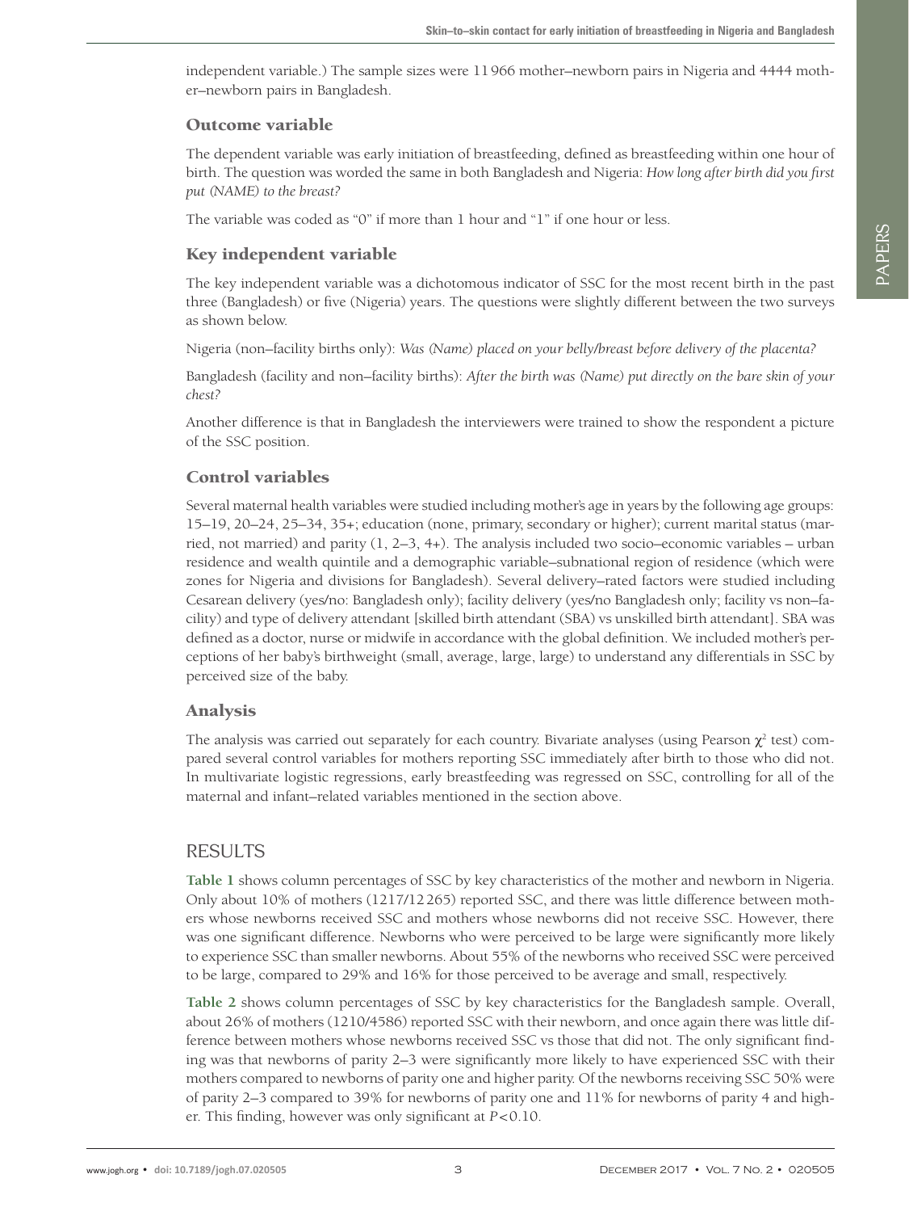independent variable.) The sample sizes were 11 966 mother–newborn pairs in Nigeria and 4444 mother–newborn pairs in Bangladesh.

## Outcome variable

The dependent variable was early initiation of breastfeeding, defined as breastfeeding within one hour of birth. The question was worded the same in both Bangladesh and Nigeria: *How long after birth did you first put (NAME) to the breast?*

The variable was coded as "0" if more than 1 hour and "1" if one hour or less.

## Key independent variable

The key independent variable was a dichotomous indicator of SSC for the most recent birth in the past three (Bangladesh) or five (Nigeria) years. The questions were slightly different between the two surveys as shown below.

Nigeria (non–facility births only): *Was (Name) placed on your belly/breast before delivery of the placenta?*

Bangladesh (facility and non–facility births): *After the birth was (Name) put directly on the bare skin of your chest?*

Another difference is that in Bangladesh the interviewers were trained to show the respondent a picture of the SSC position.

## Control variables

Several maternal health variables were studied including mother's age in years by the following age groups: 15–19, 20–24, 25–34, 35+; education (none, primary, secondary or higher); current marital status (married, not married) and parity (1, 2–3, 4+). The analysis included two socio–economic variables – urban residence and wealth quintile and a demographic variable–subnational region of residence (which were zones for Nigeria and divisions for Bangladesh). Several delivery–rated factors were studied including Cesarean delivery (yes/no: Bangladesh only); facility delivery (yes/no Bangladesh only; facility vs non–facility) and type of delivery attendant [skilled birth attendant (SBA) vs unskilled birth attendant]. SBA was defined as a doctor, nurse or midwife in accordance with the global definition. We included mother's perceptions of her baby's birthweight (small, average, large, large) to understand any differentials in SSC by perceived size of the baby.

## Analysis

The analysis was carried out separately for each country. Bivariate analyses (using Pearson $\chi^2$ test) compared several control variables for mothers reporting SSC immediately after birth to those who did not. In multivariate logistic regressions, early breastfeeding was regressed on SSC, controlling for all of the maternal and infant–related variables mentioned in the section above.

# RESULTS

**Table 1** shows column percentages of SSC by key characteristics of the mother and newborn in Nigeria. Only about 10% of mothers (1217/12 265) reported SSC, and there was little difference between mothers whose newborns received SSC and mothers whose newborns did not receive SSC. However, there was one significant difference. Newborns who were perceived to be large were significantly more likely to experience SSC than smaller newborns. About 55% of the newborns who received SSC were perceived to be large, compared to 29% and 16% for those perceived to be average and small, respectively.

**Table 2** shows column percentages of SSC by key characteristics for the Bangladesh sample. Overall, about 26% of mothers (1210/4586) reported SSC with their newborn, and once again there was little difference between mothers whose newborns received SSC vs those that did not. The only significant finding was that newborns of parity 2–3 were significantly more likely to have experienced SSC with their mothers compared to newborns of parity one and higher parity. Of the newborns receiving SSC 50% were of parity 2–3 compared to 39% for newborns of parity one and 11% for newborns of parity 4 and higher. This finding, however was only significant at $P<0.10$.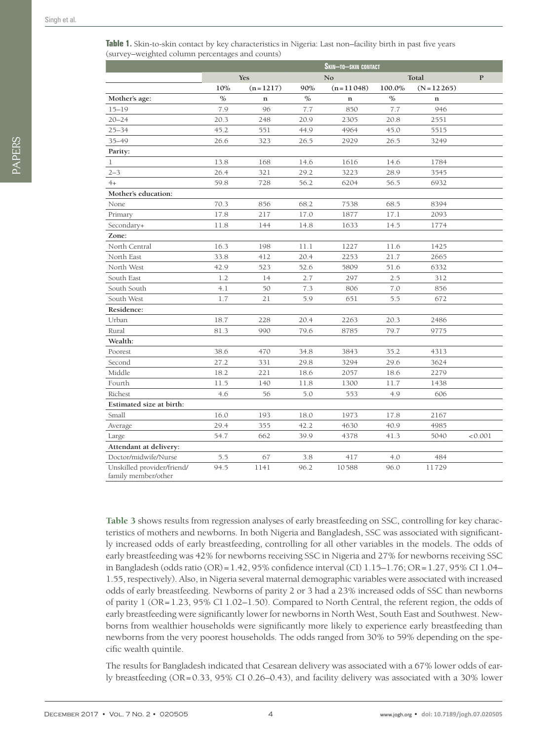**Table 1.** Skin-to-skin contact by key characteristics in Nigeria: Last non–facility birth in past five years (survey–weighted column percentages and counts)

| | Skin–to–skin contact | | | | | | |
|---|---|---|---|---|---|---|---|
| | Yes | | No | | Total | | P |
| | 10% | (n = 1217) | 90% | (n = 11 048) | 100.0% | (N = 12 265) | |
| **Mother's age:** | % | n | % | n | % | n | |
| 15–19 | 7.9 | 96 | 7.7 | 850 | 7.7 | 946 | |
| 20–24 | 20.3 | 248 | 20.9 | 2305 | 20.8 | 2551 | |
| 25–34 | 45.2 | 551 | 44.9 | 4964 | 45.0 | 5515 | |
| 35–49 | 26.6 | 323 | 26.5 | 2929 | 26.5 | 3249 | |
| **Parity:** | | | | | | | |
| 1 | 13.8 | 168 | 14.6 | 1616 | 14.6 | 1784 | |
| 2–3 | 26.4 | 321 | 29.2 | 3223 | 28.9 | 3545 | |
| 4+ | 59.8 | 728 | 56.2 | 6204 | 56.5 | 6932 | |
| **Mother's education:** | | | | | | | |
| None | 70.3 | 856 | 68.2 | 7538 | 68.5 | 8394 | |
| Primary | 17.8 | 217 | 17.0 | 1877 | 17.1 | 2093 | |
| Secondary+ | 11.8 | 144 | 14.8 | 1633 | 14.5 | 1774 | |
| **Zone:** | | | | | | | |
| North Central | 16.3 | 198 | 11.1 | 1227 | 11.6 | 1425 | |
| North East | 33.8 | 412 | 20.4 | 2253 | 21.7 | 2665 | |
| North West | 42.9 | 523 | 52.6 | 5809 | 51.6 | 6332 | |
| South East | 1.2 | 14 | 2.7 | 297 | 2.5 | 312 | |
| South South | 4.1 | 50 | 7.3 | 806 | 7.0 | 856 | |
| South West | 1.7 | 21 | 5.9 | 651 | 5.5 | 672 | |
| **Residence:** | | | | | | | |
| Urban | 18.7 | 228 | 20.4 | 2263 | 20.3 | 2486 | |
| Rural | 81.3 | 990 | 79.6 | 8785 | 79.7 | 9775 | |
| **Wealth:** | | | | | | | |
| Poorest | 38.6 | 470 | 34.8 | 3843 | 35.2 | 4313 | |
| Second | 27.2 | 331 | 29.8 | 3294 | 29.6 | 3624 | |
| Middle | 18.2 | 221 | 18.6 | 2057 | 18.6 | 2279 | |
| Fourth | 11.5 | 140 | 11.8 | 1300 | 11.7 | 1438 | |
| Richest | 4.6 | 56 | 5.0 | 553 | 4.9 | 606 | |
| **Estimated size at birth:** | | | | | | | |
| Small | 16.0 | 193 | 18.0 | 1973 | 17.8 | 2167 | |
| Average | 29.4 | 355 | 42.2 | 4630 | 40.9 | 4985 | |
| Large | 54.7 | 662 | 39.9 | 4378 | 41.3 | 5040 | <0.001 |
| **Attendant at delivery:** | | | | | | | |
| Doctor/midwife/Nurse | 5.5 | 67 | 3.8 | 417 | 4.0 | 484 | |
| Unskilled provider/friend/ family member/other | 94.5 | 1141 | 96.2 | 10588 | 96.0 | 11729 | |

**Table 3** shows results from regression analyses of early breastfeeding on SSC, controlling for key characteristics of mothers and newborns. In both Nigeria and Bangladesh, SSC was associated with significantly increased odds of early breastfeeding, controlling for all other variables in the models. The odds of early breastfeeding was 42% for newborns receiving SSC in Nigeria and 27% for newborns receiving SSC in Bangladesh (odds ratio (OR) = 1.42, 95% confidence interval (CI) 1.15–1.76; OR = 1.27, 95% CI 1.04–1.55, respectively). Also, in Nigeria several maternal demographic variables were associated with increased odds of early breastfeeding. Newborns of parity 2 or 3 had a 23% increased odds of SSC than newborns of parity 1 (OR = 1.23, 95% CI 1.02–1.50). Compared to North Central, the referent region, the odds of early breastfeeding were significantly lower for newborns in North West, South East and Southwest. Newborns from wealthier households were significantly more likely to experience early breastfeeding than newborns from the very poorest households. The odds ranged from 30% to 59% depending on the specific wealth quintile.

The results for Bangladesh indicated that Cesarean delivery was associated with a 67% lower odds of early breastfeeding (OR = 0.33, 95% CI 0.26–0.43), and facility delivery was associated with a 30% lower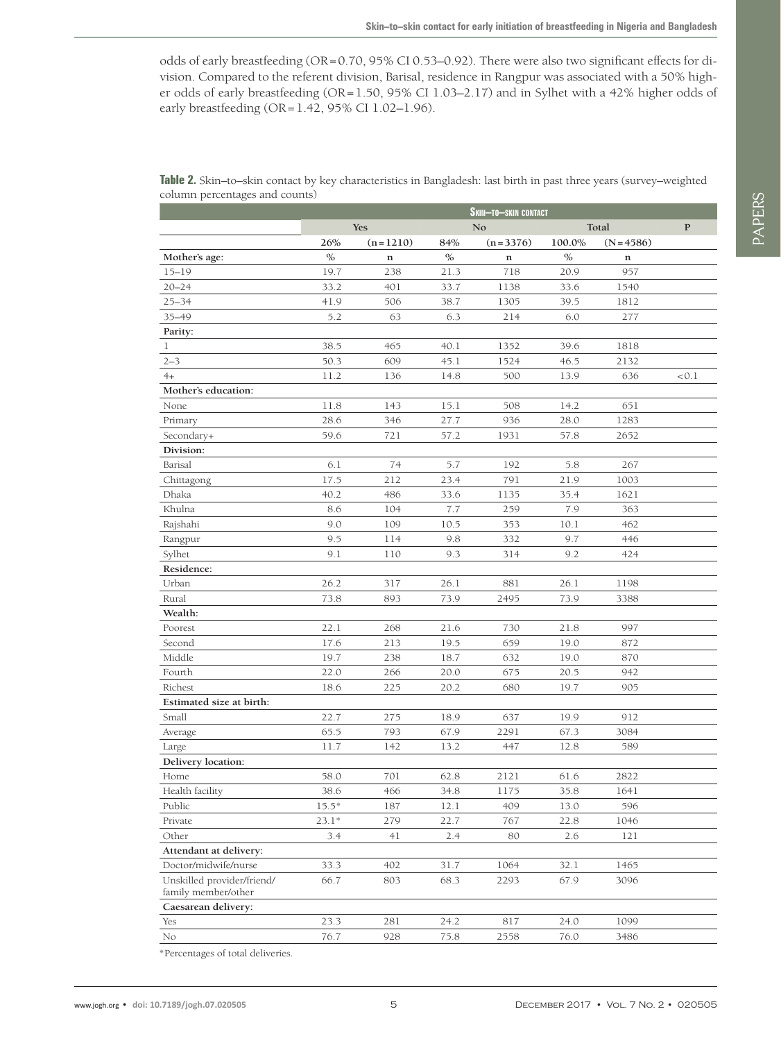odds of early breastfeeding (OR = 0.70, 95% CI 0.53–0.92). There were also two significant effects for division. Compared to the referent division, Barisal, residence in Rangpur was associated with a 50% higher odds of early breastfeeding (OR = 1.50, 95% CI 1.03–2.17) and in Sylhet with a 42% higher odds of early breastfeeding (OR = 1.42, 95% CI 1.02–1.96).

**Table 2.** Skin–to–skin contact by key characteristics in Bangladesh: last birth in past three years (survey–weighted column percentages and counts)

| | Skin–to–skin contact | | | | | | |
|---|---|---|---|---|---|---|---|
| | Yes | | No | | Total | | P |
| | 26% | (n = 1210) | 84% | (n = 3376) | 100.0% | (N = 4586) | |
| **Mother's age:** | % | n | % | n | % | n | |
| 15–19 | 19.7 | 238 | 21.3 | 718 | 20.9 | 957 | |
| 20–24 | 33.2 | 401 | 33.7 | 1138 | 33.6 | 1540 | |
| 25–34 | 41.9 | 506 | 38.7 | 1305 | 39.5 | 1812 | |
| 35–49 | 5.2 | 63 | 6.3 | 214 | 6.0 | 277 | |
| **Parity:** | | | | | | | |
| 1 | 38.5 | 465 | 40.1 | 1352 | 39.6 | 1818 | |
| 2–3 | 50.3 | 609 | 45.1 | 1524 | 46.5 | 2132 | |
| 4+ | 11.2 | 136 | 14.8 | 500 | 13.9 | 636 | <0.1 |
| **Mother's education:** | | | | | | | |
| None | 11.8 | 143 | 15.1 | 508 | 14.2 | 651 | |
| Primary | 28.6 | 346 | 27.7 | 936 | 28.0 | 1283 | |
| Secondary+ | 59.6 | 721 | 57.2 | 1931 | 57.8 | 2652 | |
| **Division:** | | | | | | | |
| Barisal | 6.1 | 74 | 5.7 | 192 | 5.8 | 267 | |
| Chittagong | 17.5 | 212 | 23.4 | 791 | 21.9 | 1003 | |
| Dhaka | 40.2 | 486 | 33.6 | 1135 | 35.4 | 1621 | |
| Khulna | 8.6 | 104 | 7.7 | 259 | 7.9 | 363 | |
| Rajshahi | 9.0 | 109 | 10.5 | 353 | 10.1 | 462 | |
| Rangpur | 9.5 | 114 | 9.8 | 332 | 9.7 | 446 | |
| Sylhet | 9.1 | 110 | 9.3 | 314 | 9.2 | 424 | |
| **Residence:** | | | | | | | |
| Urban | 26.2 | 317 | 26.1 | 881 | 26.1 | 1198 | |
| Rural | 73.8 | 893 | 73.9 | 2495 | 73.9 | 3388 | |
| **Wealth:** | | | | | | | |
| Poorest | 22.1 | 268 | 21.6 | 730 | 21.8 | 997 | |
| Second | 17.6 | 213 | 19.5 | 659 | 19.0 | 872 | |
| Middle | 19.7 | 238 | 18.7 | 632 | 19.0 | 870 | |
| Fourth | 22.0 | 266 | 20.0 | 675 | 20.5 | 942 | |
| Richest | 18.6 | 225 | 20.2 | 680 | 19.7 | 905 | |
| **Estimated size at birth:** | | | | | | | |
| Small | 22.7 | 275 | 18.9 | 637 | 19.9 | 912 | |
| Average | 65.5 | 793 | 67.9 | 2291 | 67.3 | 3084 | |
| Large | 11.7 | 142 | 13.2 | 447 | 12.8 | 589 | |
| **Delivery location:** | | | | | | | |
| Home | 58.0 | 701 | 62.8 | 2121 | 61.6 | 2822 | |
| Health facility | 38.6 | 466 | 34.8 | 1175 | 35.8 | 1641 | |
| Public | 15.5* | 187 | 12.1 | 409 | 13.0 | 596 | |
| Private | 23.1* | 279 | 22.7 | 767 | 22.8 | 1046 | |
| Other | 3.4 | 41 | 2.4 | 80 | 2.6 | 121 | |
| **Attendant at delivery:** | | | | | | | |
| Doctor/midwife/nurse | 33.3 | 402 | 31.7 | 1064 | 32.1 | 1465 | |
| Unskilled provider/friend/ family member/other | 66.7 | 803 | 68.3 | 2293 | 67.9 | 3096 | |
| **Caesarean delivery:** | | | | | | | |
| Yes | 23.3 | 281 | 24.2 | 817 | 24.0 | 1099 | |
| No | 76.7 | 928 | 75.8 | 2558 | 76.0 | 3486 | |

*Percentages of total deliveries.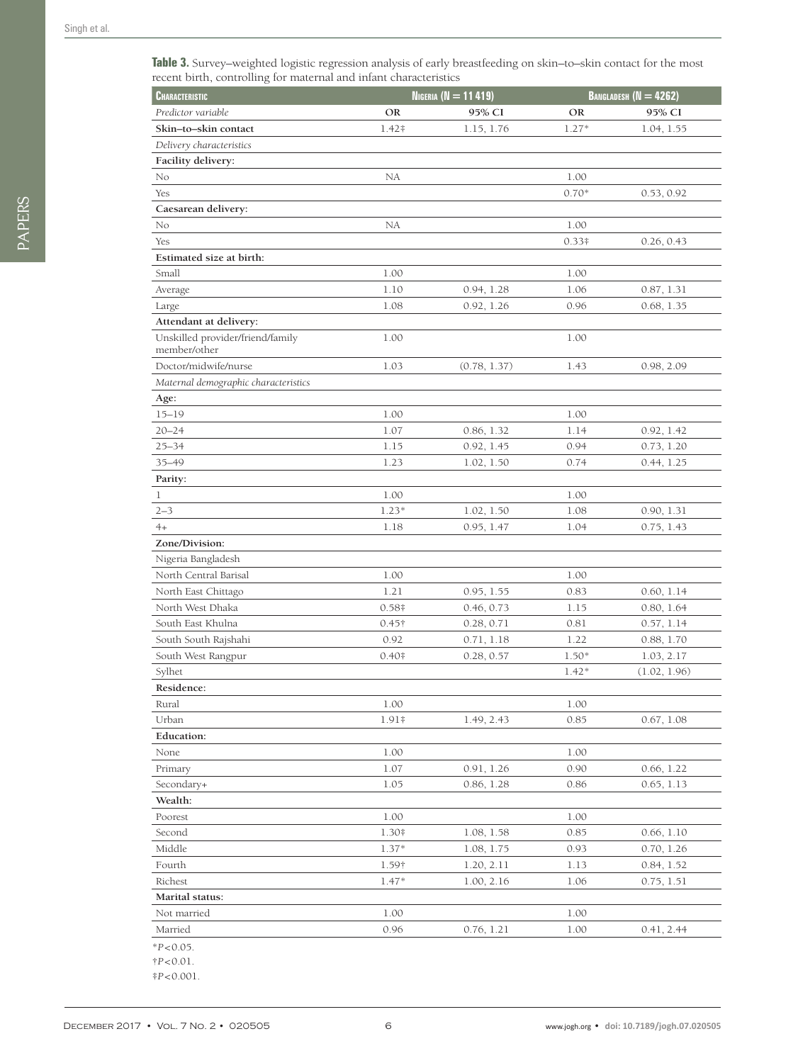**Table 3.** Survey–weighted logistic regression analysis of early breastfeeding on skin–to–skin contact for the most recent birth, controlling for maternal and infant characteristics

| Characteristic | Nigeria (N = 11 419) | | Bangladesh (N = 4262) | |
|---|---|---|---|---|
| *Predictor variable* | **OR** | **95% CI** | **OR** | **95% CI** |
| **Skin–to–skin contact** | 1.42‡ | 1.15, 1.76 | 1.27* | 1.04, 1.55 |
| *Delivery characteristics* | | | | |
| **Facility delivery:** | | | | |
| No | NA | | 1.00 | |
| Yes | | | 0.70* | 0.53, 0.92 |
| **Caesarean delivery:** | | | | |
| No | NA | | 1.00 | |
| Yes | | | 0.33‡ | 0.26, 0.43 |
| **Estimated size at birth:** | | | | |
| Small | 1.00 | | 1.00 | |
| Average | 1.10 | 0.94, 1.28 | 1.06 | 0.87, 1.31 |
| Large | 1.08 | 0.92, 1.26 | 0.96 | 0.68, 1.35 |
| **Attendant at delivery:** | | | | |
| Unskilled provider/friend/family member/other | 1.00 | | 1.00 | |
| Doctor/midwife/nurse | 1.03 | (0.78, 1.37) | 1.43 | 0.98, 2.09 |
| *Maternal demographic characteristics* | | | | |
| **Age:** | | | | |
| 15–19 | 1.00 | | 1.00 | |
| 20–24 | 1.07 | 0.86, 1.32 | 1.14 | 0.92, 1.42 |
| 25–34 | 1.15 | 0.92, 1.45 | 0.94 | 0.73, 1.20 |
| 35–49 | 1.23 | 1.02, 1.50 | 0.74 | 0.44, 1.25 |
| **Parity:** | | | | |
| 1 | 1.00 | | 1.00 | |
| 2–3 | 1.23* | 1.02, 1.50 | 1.08 | 0.90, 1.31 |
| 4+ | 1.18 | 0.95, 1.47 | 1.04 | 0.75, 1.43 |
| **Zone/Division:** | | | | |
| Nigeria Bangladesh | | | | |
| North Central Barisal | 1.00 | | 1.00 | |
| North East Chittago | 1.21 | 0.95, 1.55 | 0.83 | 0.60, 1.14 |
| North West Dhaka | 0.58‡ | 0.46, 0.73 | 1.15 | 0.80, 1.64 |
| South East Khulna | 0.45† | 0.28, 0.71 | 0.81 | 0.57, 1.14 |
| South South Rajshahi | 0.92 | 0.71, 1.18 | 1.22 | 0.88, 1.70 |
| South West Rangpur | 0.40‡ | 0.28, 0.57 | 1.50* | 1.03, 2.17 |
| Sylhet | | | 1.42* | (1.02, 1.96) |
| **Residence:** | | | | |
| Rural | 1.00 | | 1.00 | |
| Urban | 1.91‡ | 1.49, 2.43 | 0.85 | 0.67, 1.08 |
| **Education:** | | | | |
| None | 1.00 | | 1.00 | |
| Primary | 1.07 | 0.91, 1.26 | 0.90 | 0.66, 1.22 |
| Secondary+ | 1.05 | 0.86, 1.28 | 0.86 | 0.65, 1.13 |
| **Wealth:** | | | | |
| Poorest | 1.00 | | 1.00 | |
| Second | 1.30‡ | 1.08, 1.58 | 0.85 | 0.66, 1.10 |
| Middle | 1.37* | 1.08, 1.75 | 0.93 | 0.70, 1.26 |
| Fourth | 1.59† | 1.20, 2.11 | 1.13 | 0.84, 1.52 |
| Richest | 1.47* | 1.00, 2.16 | 1.06 | 0.75, 1.51 |
| **Marital status:** | | | | |
| Not married | 1.00 | | 1.00 | |
| Married | 0.96 | 0.76, 1.21 | 1.00 | 0.41, 2.44 |

*$P<0.05$.

†$P<0.01$.

‡$P<0.001$.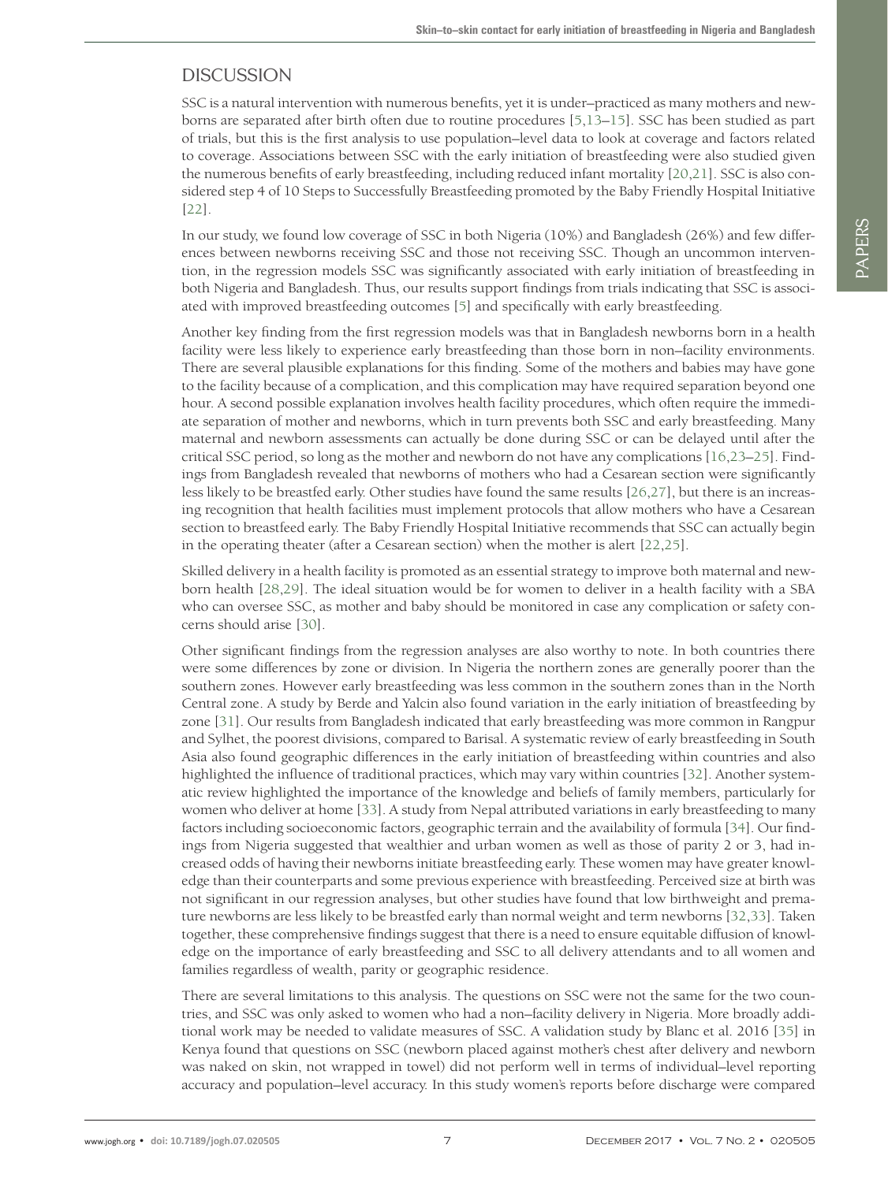## DISCUSSION

SSC is a natural intervention with numerous benefits, yet it is under–practiced as many mothers and newborns are separated after birth often due to routine procedures [5,13–15]. SSC has been studied as part of trials, but this is the first analysis to use population–level data to look at coverage and factors related to coverage. Associations between SSC with the early initiation of breastfeeding were also studied given the numerous benefits of early breastfeeding, including reduced infant mortality [20,21]. SSC is also considered step 4 of 10 Steps to Successfully Breastfeeding promoted by the Baby Friendly Hospital Initiative [22].

In our study, we found low coverage of SSC in both Nigeria (10%) and Bangladesh (26%) and few differences between newborns receiving SSC and those not receiving SSC. Though an uncommon intervention, in the regression models SSC was significantly associated with early initiation of breastfeeding in both Nigeria and Bangladesh. Thus, our results support findings from trials indicating that SSC is associated with improved breastfeeding outcomes [5] and specifically with early breastfeeding.

Another key finding from the first regression models was that in Bangladesh newborns born in a health facility were less likely to experience early breastfeeding than those born in non–facility environments. There are several plausible explanations for this finding. Some of the mothers and babies may have gone to the facility because of a complication, and this complication may have required separation beyond one hour. A second possible explanation involves health facility procedures, which often require the immediate separation of mother and newborns, which in turn prevents both SSC and early breastfeeding. Many maternal and newborn assessments can actually be done during SSC or can be delayed until after the critical SSC period, so long as the mother and newborn do not have any complications [16,23–25]. Findings from Bangladesh revealed that newborns of mothers who had a Cesarean section were significantly less likely to be breastfed early. Other studies have found the same results [26,27], but there is an increasing recognition that health facilities must implement protocols that allow mothers who have a Cesarean section to breastfeed early. The Baby Friendly Hospital Initiative recommends that SSC can actually begin in the operating theater (after a Cesarean section) when the mother is alert [22,25].

Skilled delivery in a health facility is promoted as an essential strategy to improve both maternal and newborn health [28,29]. The ideal situation would be for women to deliver in a health facility with a SBA who can oversee SSC, as mother and baby should be monitored in case any complication or safety concerns should arise [30].

Other significant findings from the regression analyses are also worthy to note. In both countries there were some differences by zone or division. In Nigeria the northern zones are generally poorer than the southern zones. However early breastfeeding was less common in the southern zones than in the North Central zone. A study by Berde and Yalcin also found variation in the early initiation of breastfeeding by zone [31]. Our results from Bangladesh indicated that early breastfeeding was more common in Rangpur and Sylhet, the poorest divisions, compared to Barisal. A systematic review of early breastfeeding in South Asia also found geographic differences in the early initiation of breastfeeding within countries and also highlighted the influence of traditional practices, which may vary within countries [32]. Another systematic review highlighted the importance of the knowledge and beliefs of family members, particularly for women who deliver at home [33]. A study from Nepal attributed variations in early breastfeeding to many factors including socioeconomic factors, geographic terrain and the availability of formula [34]. Our findings from Nigeria suggested that wealthier and urban women as well as those of parity 2 or 3, had increased odds of having their newborns initiate breastfeeding early. These women may have greater knowledge than their counterparts and some previous experience with breastfeeding. Perceived size at birth was not significant in our regression analyses, but other studies have found that low birthweight and premature newborns are less likely to be breastfed early than normal weight and term newborns [32,33]. Taken together, these comprehensive findings suggest that there is a need to ensure equitable diffusion of knowledge on the importance of early breastfeeding and SSC to all delivery attendants and to all women and families regardless of wealth, parity or geographic residence.

There are several limitations to this analysis. The questions on SSC were not the same for the two countries, and SSC was only asked to women who had a non–facility delivery in Nigeria. More broadly additional work may be needed to validate measures of SSC. A validation study by Blanc et al. 2016 [35] in Kenya found that questions on SSC (newborn placed against mother's chest after delivery and newborn was naked on skin, not wrapped in towel) did not perform well in terms of individual–level reporting accuracy and population–level accuracy. In this study women's reports before discharge were compared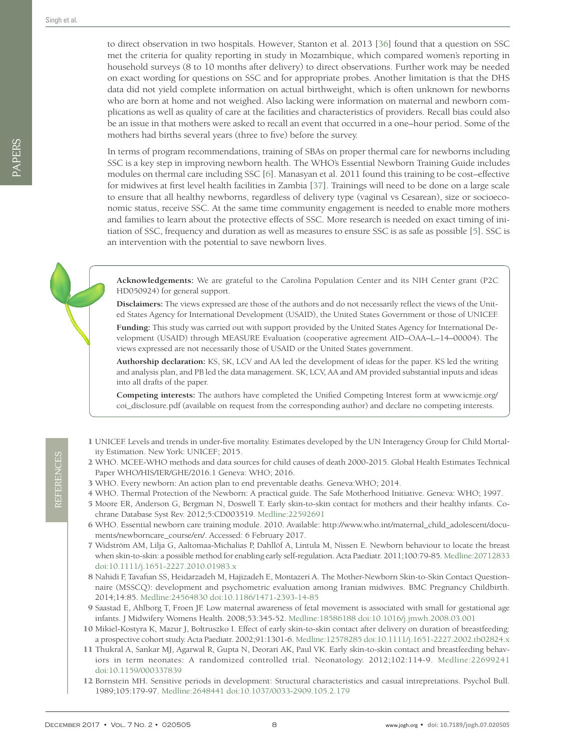to direct observation in two hospitals. However, Stanton et al. 2013 [36] found that a question on SSC met the criteria for quality reporting in study in Mozambique, which compared women's reporting in household surveys (8 to 10 months after delivery) to direct observations. Further work may be needed on exact wording for questions on SSC and for appropriate probes. Another limitation is that the DHS data did not yield complete information on actual birthweight, which is often unknown for newborns who are born at home and not weighed. Also lacking were information on maternal and newborn complications as well as quality of care at the facilities and characteristics of providers. Recall bias could also be an issue in that mothers were asked to recall an event that occurred in a one–hour period. Some of the mothers had births several years (three to five) before the survey.

In terms of program recommendations, training of SBAs on proper thermal care for newborns including SSC is a key step in improving newborn health. The WHO's Essential Newborn Training Guide includes modules on thermal care including SSC [6]. Manasyan et al. 2011 found this training to be cost–effective for midwives at first level health facilities in Zambia [37]. Trainings will need to be done on a large scale to ensure that all healthy newborns, regardless of delivery type (vaginal vs Cesarean), size or socioeconomic status, receive SSC. At the same time community engagement is needed to enable more mothers and families to learn about the protective effects of SSC. More research is needed on exact timing of initiation of SSC, frequency and duration as well as measures to ensure SSC is as safe as possible [5]. SSC is an intervention with the potential to save newborn lives.

**Acknowledgements:** We are grateful to the Carolina Population Center and its NIH Center grant (P2C HD050924) for general support.

**Disclaimers:** The views expressed are those of the authors and do not necessarily reflect the views of the United States Agency for International Development (USAID), the United States Government or those of UNICEF.

**Funding:** This study was carried out with support provided by the United States Agency for International Development (USAID) through MEASURE Evaluation (cooperative agreement AID–OAA–L–14–00004). The views expressed are not necessarily those of USAID or the United States government.

**Authorship declaration:** KS, SK, LCV and AA led the development of ideas for the paper. KS led the writing and analysis plan, and PB led the data management. SK, LCV, AA and AM provided substantial inputs and ideas into all drafts of the paper.

**Competing interests:** The authors have completed the Unified Competing Interest form at www.icmje.org/coi_disclosure.pdf (available on request from the corresponding author) and declare no competing interests.

## REFERENCES

1 UNICEF. Levels and trends in under-five mortality. Estimates developed by the UN Interagency Group for Child Mortality Estimation. New York: UNICEF; 2015.

2 WHO. MCEE-WHO methods and data sources for child causes of death 2000-2015. Global Health Estimates Technical Paper WHO/HIS/IER/GHE/2016.1 Geneva: WHO; 2016.

3 WHO. Every newborn: An action plan to end preventable deaths. Geneva:WHO; 2014.

4 WHO. Thermal Protection of the Newborn: A practical guide. The Safe Motherhood Initiative. Geneva: WHO; 1997.

5 Moore ER, Anderson G, Bergman N, Doswell T. Early skin-to-skin contact for mothers and their healthy infants. Cochrane Database Syst Rev. 2012;5:CD003519. Medline:22592691

6 WHO. Essential newborn care training module. 2010. Available: http://www.who.int/maternal_child_adolescent/documents/newborncare_course/en/. Accessed: 6 February 2017.

7 Widström AM, Lilja G, Aaltomaa-Michalias P, Dahllöf A, Lintula M, Nissen E. Newborn behaviour to locate the breast when skin-to-skin: a possible method for enabling early self-regulation. Acta Paediatr. 2011;100:79-85. Medline:20712833 doi:10.1111/j.1651-2227.2010.01983.x

8 Nahidi F, Tavafian SS, Heidarzadeh M, Hajizadeh E, Montazeri A. The Mother-Newborn Skin-to-Skin Contact Questionnaire (MSSCQ): development and psychometric evaluation among Iranian midwives. BMC Pregnancy Childbirth. 2014;14:85. Medline:24564830 doi:10.1186/1471-2393-14-85

9 Saastad E, Ahlborg T, Froen JF. Low maternal awareness of fetal movement is associated with small for gestational age infants. J Midwifery Womens Health. 2008;53:345-52. Medline:18586188 doi:10.1016/j.jmwh.2008.03.001

10 Mikiel-Kostyra K, Mazur J, Bołtruszko I. Effect of early skin-to-skin contact after delivery on duration of breastfeeding: a prospective cohort study. Acta Paediatr. 2002;91:1301-6. Medline:12578285 doi:10.1111/j.1651-2227.2002.tb02824.x

11 Thukral A, Sankar MJ, Agarwal R, Gupta N, Deorari AK, Paul VK. Early skin-to-skin contact and breastfeeding behaviors in term neonates: A randomized controlled trial. Neonatology. 2012;102:114-9. Medline:22699241 doi:10.1159/000337839

12 Bornstein MH. Sensitive periods in development: Structural characteristics and casual intrepretations. Psychol Bull. 1989;105:179-97. Medline:2648441 doi:10.1037/0033-2909.105.2.179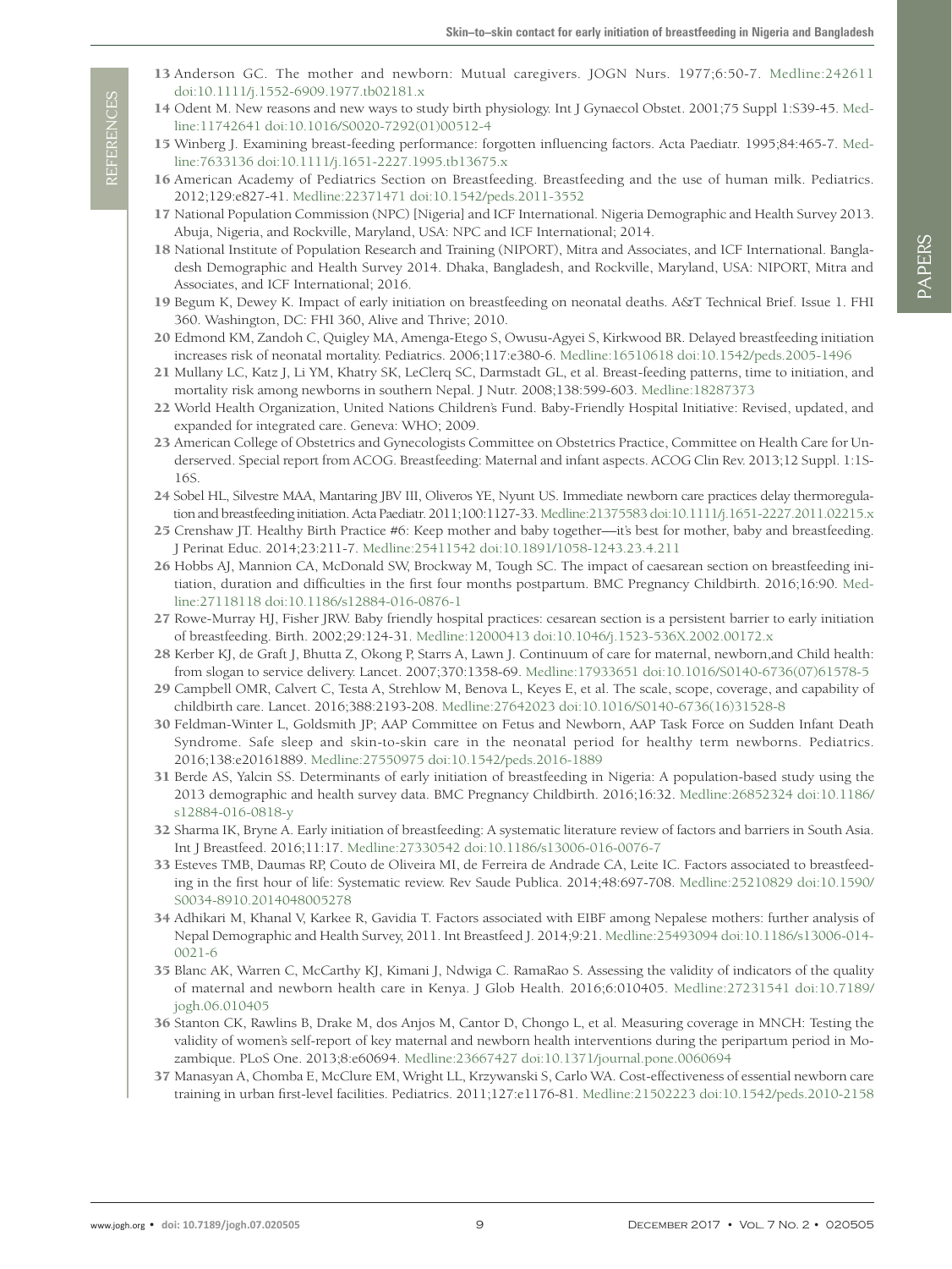13 Anderson GC. The mother and newborn: Mutual caregivers. JOGN Nurs. 1977;6:50-7. Medline:242611 doi:10.1111/j.1552-6909.1977.tb02181.x

14 Odent M. New reasons and new ways to study birth physiology. Int J Gynaecol Obstet. 2001;75 Suppl 1:S39-45. Medline:11742641 doi:10.1016/S0020-7292(01)00512-4

15 Winberg J. Examining breast-feeding performance: forgotten influencing factors. Acta Paediatr. 1995;84:465-7. Medline:7633136 doi:10.1111/j.1651-2227.1995.tb13675.x

16 American Academy of Pediatrics Section on Breastfeeding. Breastfeeding and the use of human milk. Pediatrics. 2012;129:e827-41. Medline:22371471 doi:10.1542/peds.2011-3552

17 National Population Commission (NPC) [Nigeria] and ICF International. Nigeria Demographic and Health Survey 2013. Abuja, Nigeria, and Rockville, Maryland, USA: NPC and ICF International; 2014.

18 National Institute of Population Research and Training (NIPORT), Mitra and Associates, and ICF International. Bangladesh Demographic and Health Survey 2014. Dhaka, Bangladesh, and Rockville, Maryland, USA: NIPORT, Mitra and Associates, and ICF International; 2016.

19 Begum K, Dewey K. Impact of early initiation on breastfeeding on neonatal deaths. A&T Technical Brief. Issue 1. FHI 360. Washington, DC: FHI 360, Alive and Thrive; 2010.

20 Edmond KM, Zandoh C, Quigley MA, Amenga-Etego S, Owusu-Agyei S, Kirkwood BR. Delayed breastfeeding initiation increases risk of neonatal mortality. Pediatrics. 2006;117:e380-6. Medline:16510618 doi:10.1542/peds.2005-1496

21 Mullany LC, Katz J, Li YM, Khatry SK, LeClerq SC, Darmstadt GL, et al. Breast-feeding patterns, time to initiation, and mortality risk among newborns in southern Nepal. J Nutr. 2008;138:599-603. Medline:18287373

22 World Health Organization, United Nations Children's Fund. Baby-Friendly Hospital Initiative: Revised, updated, and expanded for integrated care. Geneva: WHO; 2009.

23 American College of Obstetrics and Gynecologists Committee on Obstetrics Practice, Committee on Health Care for Underserved. Special report from ACOG. Breastfeeding: Maternal and infant aspects. ACOG Clin Rev. 2013;12 Suppl. 1:1S-16S.

24 Sobel HL, Silvestre MAA, Mantaring JBV III, Oliveros YE, Nyunt US. Immediate newborn care practices delay thermoregulation and breastfeeding initiation. Acta Paediatr. 2011;100:1127-33. Medline:21375583 doi:10.1111/j.1651-2227.2011.02215.x

25 Crenshaw JT. Healthy Birth Practice #6: Keep mother and baby together—it's best for mother, baby and breastfeeding. J Perinat Educ. 2014;23:211-7. Medline:25411542 doi:10.1891/1058-1243.23.4.211

26 Hobbs AJ, Mannion CA, McDonald SW, Brockway M, Tough SC. The impact of caesarean section on breastfeeding initiation, duration and difficulties in the first four months postpartum. BMC Pregnancy Childbirth. 2016;16:90. Medline:27118118 doi:10.1186/s12884-016-0876-1

27 Rowe-Murray HJ, Fisher JRW. Baby friendly hospital practices: cesarean section is a persistent barrier to early initiation of breastfeeding. Birth. 2002;29:124-31. Medline:12000413 doi:10.1046/j.1523-536X.2002.00172.x

28 Kerber KJ, de Graft J, Bhutta Z, Okong P, Starrs A, Lawn J. Continuum of care for maternal, newborn,and Child health: from slogan to service delivery. Lancet. 2007;370:1358-69. Medline:17933651 doi:10.1016/S0140-6736(07)61578-5

29 Campbell OMR, Calvert C, Testa A, Strehlow M, Benova L, Keyes E, et al. The scale, scope, coverage, and capability of childbirth care. Lancet. 2016;388:2193-208. Medline:27642023 doi:10.1016/S0140-6736(16)31528-8

30 Feldman-Winter L, Goldsmith JP; AAP Committee on Fetus and Newborn, AAP Task Force on Sudden Infant Death Syndrome. Safe sleep and skin-to-skin care in the neonatal period for healthy term newborns. Pediatrics. 2016;138:e20161889. Medline:27550975 doi:10.1542/peds.2016-1889

31 Berde AS, Yalcin SS. Determinants of early initiation of breastfeeding in Nigeria: A population-based study using the 2013 demographic and health survey data. BMC Pregnancy Childbirth. 2016;16:32. Medline:26852324 doi:10.1186/s12884-016-0818-y

32 Sharma IK, Bryne A. Early initiation of breastfeeding: A systematic literature review of factors and barriers in South Asia. Int J Breastfeed. 2016;11:17. Medline:27330542 doi:10.1186/s13006-016-0076-7

33 Esteves TMB, Daumas RP, Couto de Oliveira MI, de Ferreira de Andrade CA, Leite IC. Factors associated to breastfeeding in the first hour of life: Systematic review. Rev Saude Publica. 2014;48:697-708. Medline:25210829 doi:10.1590/S0034-8910.2014048005278

34 Adhikari M, Khanal V, Karkee R, Gavidia T. Factors associated with EIBF among Nepalese mothers: further analysis of Nepal Demographic and Health Survey, 2011. Int Breastfeed J. 2014;9:21. Medline:25493094 doi:10.1186/s13006-014-0021-6

35 Blanc AK, Warren C, McCarthy KJ, Kimani J, Ndwiga C. RamaRao S. Assessing the validity of indicators of the quality of maternal and newborn health care in Kenya. J Glob Health. 2016;6:010405. Medline:27231541 doi:10.7189/jogh.06.010405

36 Stanton CK, Rawlins B, Drake M, dos Anjos M, Cantor D, Chongo L, et al. Measuring coverage in MNCH: Testing the validity of women's self-report of key maternal and newborn health interventions during the peripartum period in Mozambique. PLoS One. 2013;8:e60694. Medline:23667427 doi:10.1371/journal.pone.0060694

37 Manasyan A, Chomba E, McClure EM, Wright LL, Krzywanski S, Carlo WA. Cost-effectiveness of essential newborn care training in urban first-level facilities. Pediatrics. 2011;127:e1176-81. Medline:21502223 doi:10.1542/peds.2010-2158